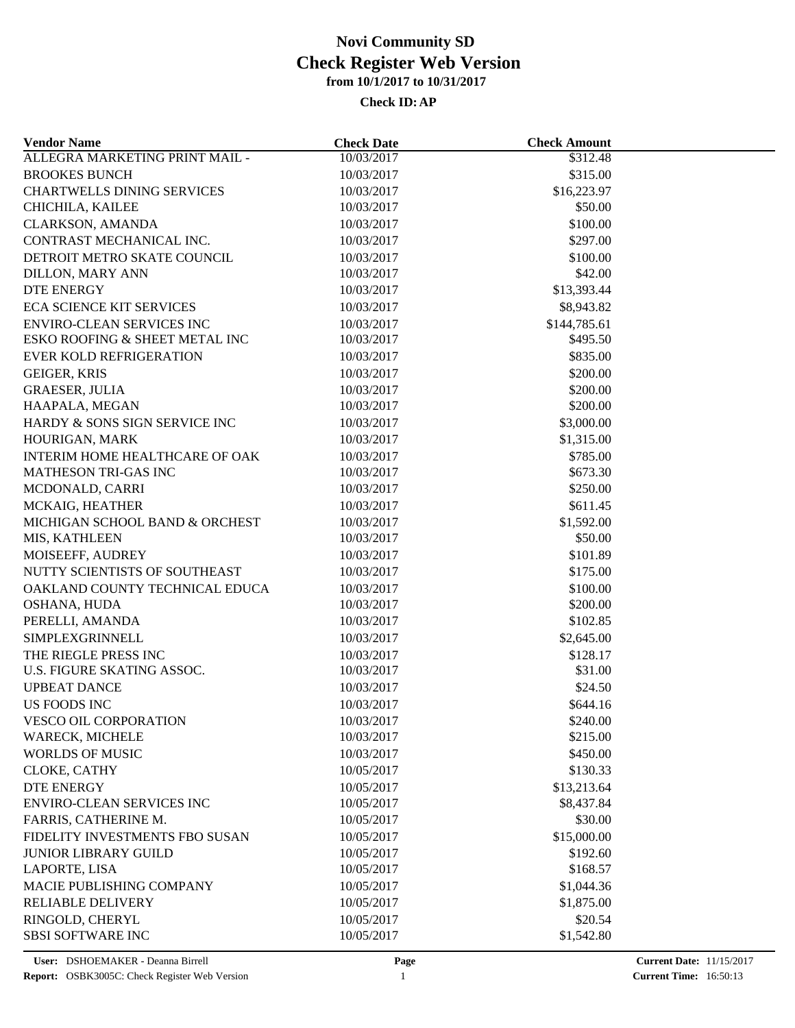# Novi Community SD

## Check Register Web Version

**from 10/1/2017 to 10/31/2017**

**Check ID: AP**

| Vendor Name | Check Date | Check Amount |
|---|---|---|
| ALLEGRA MARKETING PRINT MAIL - | 10/03/2017 | $312.48 |
| BROOKES BUNCH | 10/03/2017 | $315.00 |
| CHARTWELLS DINING SERVICES | 10/03/2017 | $16,223.97 |
| CHICHILA, KAILEE | 10/03/2017 | $50.00 |
| CLARKSON, AMANDA | 10/03/2017 | $100.00 |
| CONTRAST MECHANICAL INC. | 10/03/2017 | $297.00 |
| DETROIT METRO SKATE COUNCIL | 10/03/2017 | $100.00 |
| DILLON, MARY ANN | 10/03/2017 | $42.00 |
| DTE ENERGY | 10/03/2017 | $13,393.44 |
| ECA SCIENCE KIT SERVICES | 10/03/2017 | $8,943.82 |
| ENVIRO-CLEAN SERVICES INC | 10/03/2017 | $144,785.61 |
| ESKO ROOFING & SHEET METAL INC | 10/03/2017 | $495.50 |
| EVER KOLD REFRIGERATION | 10/03/2017 | $835.00 |
| GEIGER, KRIS | 10/03/2017 | $200.00 |
| GRAESER, JULIA | 10/03/2017 | $200.00 |
| HAAPALA, MEGAN | 10/03/2017 | $200.00 |
| HARDY & SONS SIGN SERVICE INC | 10/03/2017 | $3,000.00 |
| HOURIGAN, MARK | 10/03/2017 | $1,315.00 |
| INTERIM HOME HEALTHCARE OF OAK | 10/03/2017 | $785.00 |
| MATHESON TRI-GAS INC | 10/03/2017 | $673.30 |
| MCDONALD, CARRI | 10/03/2017 | $250.00 |
| MCKAIG, HEATHER | 10/03/2017 | $611.45 |
| MICHIGAN SCHOOL BAND & ORCHEST | 10/03/2017 | $1,592.00 |
| MIS, KATHLEEN | 10/03/2017 | $50.00 |
| MOISEEFF, AUDREY | 10/03/2017 | $101.89 |
| NUTTY SCIENTISTS OF SOUTHEAST | 10/03/2017 | $175.00 |
| OAKLAND COUNTY TECHNICAL EDUCA | 10/03/2017 | $100.00 |
| OSHANA, HUDA | 10/03/2017 | $200.00 |
| PERELLI, AMANDA | 10/03/2017 | $102.85 |
| SIMPLEXGRINNELL | 10/03/2017 | $2,645.00 |
| THE RIEGLE PRESS INC | 10/03/2017 | $128.17 |
| U.S. FIGURE SKATING ASSOC. | 10/03/2017 | $31.00 |
| UPBEAT DANCE | 10/03/2017 | $24.50 |
| US FOODS INC | 10/03/2017 | $644.16 |
| VESCO OIL CORPORATION | 10/03/2017 | $240.00 |
| WARECK, MICHELE | 10/03/2017 | $215.00 |
| WORLDS OF MUSIC | 10/03/2017 | $450.00 |
| CLOKE, CATHY | 10/05/2017 | $130.33 |
| DTE ENERGY | 10/05/2017 | $13,213.64 |
| ENVIRO-CLEAN SERVICES INC | 10/05/2017 | $8,437.84 |
| FARRIS, CATHERINE M. | 10/05/2017 | $30.00 |
| FIDELITY INVESTMENTS FBO SUSAN | 10/05/2017 | $15,000.00 |
| JUNIOR LIBRARY GUILD | 10/05/2017 | $192.60 |
| LAPORTE, LISA | 10/05/2017 | $168.57 |
| MACIE PUBLISHING COMPANY | 10/05/2017 | $1,044.36 |
| RELIABLE DELIVERY | 10/05/2017 | $1,875.00 |
| RINGOLD, CHERYL | 10/05/2017 | $20.54 |
| SBSI SOFTWARE INC | 10/05/2017 | $1,542.80 |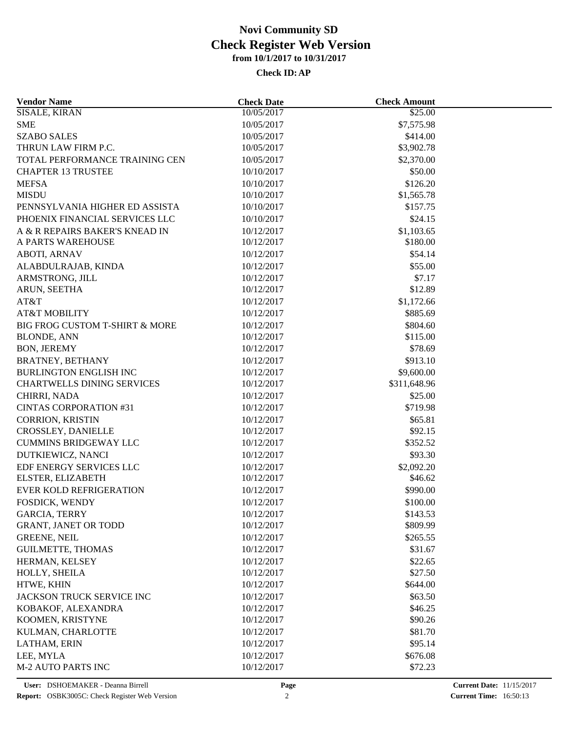# Novi Community SD
# Check Register Web Version
### from 10/1/2017 to 10/31/2017

**Check ID: AP**

| Vendor Name | Check Date | Check Amount |
|---|---|---|
| SISALE, KIRAN | 10/05/2017 | $25.00 |
| SME | 10/05/2017 | $7,575.98 |
| SZABO SALES | 10/05/2017 | $414.00 |
| THRUN LAW FIRM P.C. | 10/05/2017 | $3,902.78 |
| TOTAL PERFORMANCE TRAINING CEN | 10/05/2017 | $2,370.00 |
| CHAPTER 13 TRUSTEE | 10/10/2017 | $50.00 |
| MEFSA | 10/10/2017 | $126.20 |
| MISDU | 10/10/2017 | $1,565.78 |
| PENNSYLVANIA HIGHER ED ASSISTA | 10/10/2017 | $157.75 |
| PHOENIX FINANCIAL SERVICES LLC | 10/10/2017 | $24.15 |
| A & R REPAIRS BAKER'S KNEAD IN | 10/12/2017 | $1,103.65 |
| A PARTS WAREHOUSE | 10/12/2017 | $180.00 |
| ABOTI, ARNAV | 10/12/2017 | $54.14 |
| ALABDULRAJAB, KINDA | 10/12/2017 | $55.00 |
| ARMSTRONG, JILL | 10/12/2017 | $7.17 |
| ARUN, SEETHA | 10/12/2017 | $12.89 |
| AT&T | 10/12/2017 | $1,172.66 |
| AT&T MOBILITY | 10/12/2017 | $885.69 |
| BIG FROG CUSTOM T-SHIRT & MORE | 10/12/2017 | $804.60 |
| BLONDE, ANN | 10/12/2017 | $115.00 |
| BON, JEREMY | 10/12/2017 | $78.69 |
| BRATNEY, BETHANY | 10/12/2017 | $913.10 |
| BURLINGTON ENGLISH INC | 10/12/2017 | $9,600.00 |
| CHARTWELLS DINING SERVICES | 10/12/2017 | $311,648.96 |
| CHIRRI, NADA | 10/12/2017 | $25.00 |
| CINTAS CORPORATION #31 | 10/12/2017 | $719.98 |
| CORRION, KRISTIN | 10/12/2017 | $65.81 |
| CROSSLEY, DANIELLE | 10/12/2017 | $92.15 |
| CUMMINS BRIDGEWAY LLC | 10/12/2017 | $352.52 |
| DUTKIEWICZ, NANCI | 10/12/2017 | $93.30 |
| EDF ENERGY SERVICES LLC | 10/12/2017 | $2,092.20 |
| ELSTER, ELIZABETH | 10/12/2017 | $46.62 |
| EVER KOLD REFRIGERATION | 10/12/2017 | $990.00 |
| FOSDICK, WENDY | 10/12/2017 | $100.00 |
| GARCIA, TERRY | 10/12/2017 | $143.53 |
| GRANT, JANET OR TODD | 10/12/2017 | $809.99 |
| GREENE, NEIL | 10/12/2017 | $265.55 |
| GUILMETTE, THOMAS | 10/12/2017 | $31.67 |
| HERMAN, KELSEY | 10/12/2017 | $22.65 |
| HOLLY, SHEILA | 10/12/2017 | $27.50 |
| HTWE, KHIN | 10/12/2017 | $644.00 |
| JACKSON TRUCK SERVICE INC | 10/12/2017 | $63.50 |
| KOBAKOF, ALEXANDRA | 10/12/2017 | $46.25 |
| KOOMEN, KRISTYNE | 10/12/2017 | $90.26 |
| KULMAN, CHARLOTTE | 10/12/2017 | $81.70 |
| LATHAM, ERIN | 10/12/2017 | $95.14 |
| LEE, MYLA | 10/12/2017 | $676.08 |
| M-2 AUTO PARTS INC | 10/12/2017 | $72.23 |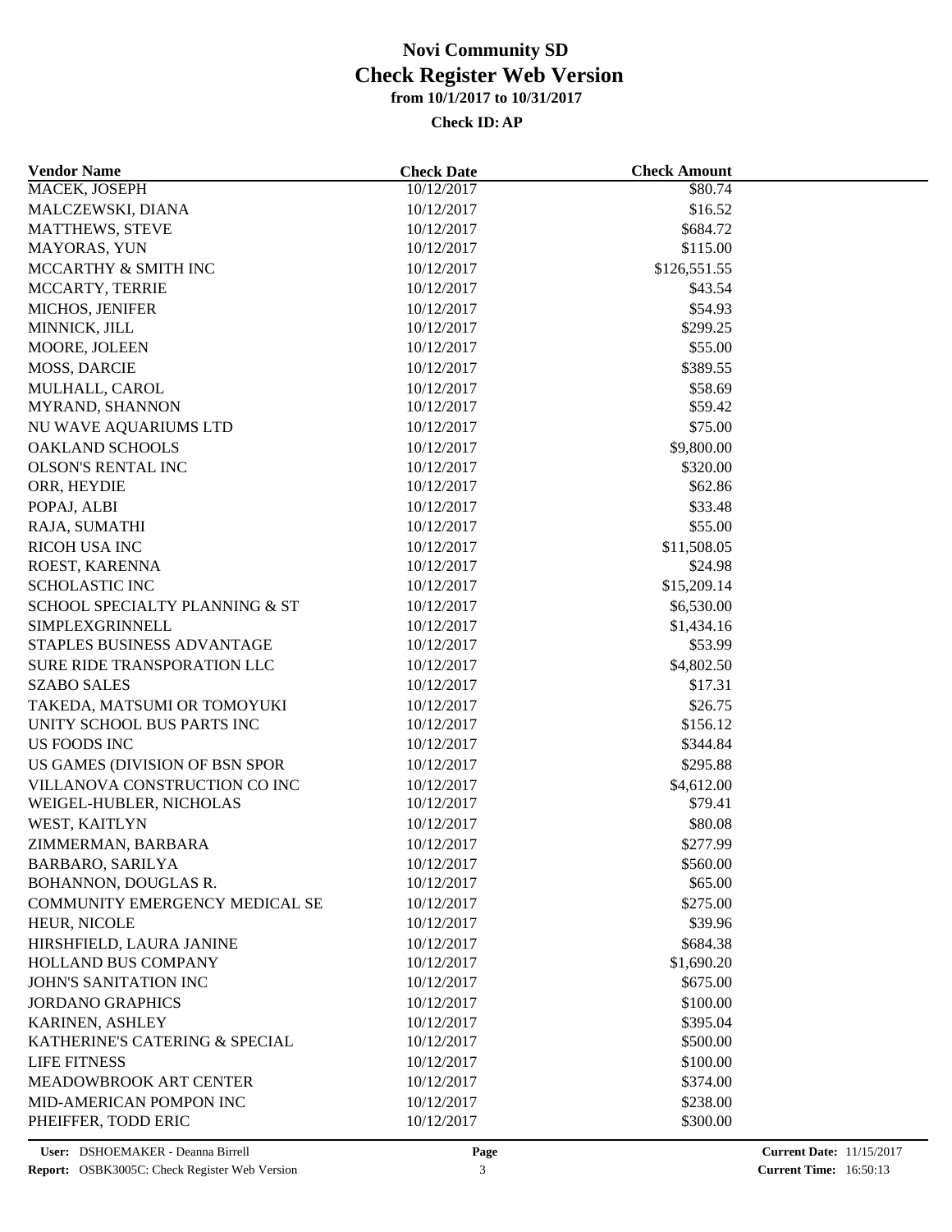# Novi Community SD
## Check Register Web Version
### from 10/1/2017 to 10/31/2017

**Check ID: AP**

| Vendor Name | Check Date | Check Amount |
|---|---|---|
| MACEK, JOSEPH | 10/12/2017 | $80.74 |
| MALCZEWSKI, DIANA | 10/12/2017 | $16.52 |
| MATTHEWS, STEVE | 10/12/2017 | $684.72 |
| MAYORAS, YUN | 10/12/2017 | $115.00 |
| MCCARTHY & SMITH INC | 10/12/2017 | $126,551.55 |
| MCCARTY, TERRIE | 10/12/2017 | $43.54 |
| MICHOS, JENIFER | 10/12/2017 | $54.93 |
| MINNICK, JILL | 10/12/2017 | $299.25 |
| MOORE, JOLEEN | 10/12/2017 | $55.00 |
| MOSS, DARCIE | 10/12/2017 | $389.55 |
| MULHALL, CAROL | 10/12/2017 | $58.69 |
| MYRAND, SHANNON | 10/12/2017 | $59.42 |
| NU WAVE AQUARIUMS LTD | 10/12/2017 | $75.00 |
| OAKLAND SCHOOLS | 10/12/2017 | $9,800.00 |
| OLSON'S RENTAL INC | 10/12/2017 | $320.00 |
| ORR, HEYDIE | 10/12/2017 | $62.86 |
| POPAJ, ALBI | 10/12/2017 | $33.48 |
| RAJA, SUMATHI | 10/12/2017 | $55.00 |
| RICOH USA INC | 10/12/2017 | $11,508.05 |
| ROEST, KARENNA | 10/12/2017 | $24.98 |
| SCHOLASTIC INC | 10/12/2017 | $15,209.14 |
| SCHOOL SPECIALTY PLANNING & ST | 10/12/2017 | $6,530.00 |
| SIMPLEXGRINNELL | 10/12/2017 | $1,434.16 |
| STAPLES BUSINESS ADVANTAGE | 10/12/2017 | $53.99 |
| SURE RIDE TRANSPORATION LLC | 10/12/2017 | $4,802.50 |
| SZABO SALES | 10/12/2017 | $17.31 |
| TAKEDA, MATSUMI OR TOMOYUKI | 10/12/2017 | $26.75 |
| UNITY SCHOOL BUS PARTS INC | 10/12/2017 | $156.12 |
| US FOODS INC | 10/12/2017 | $344.84 |
| US GAMES (DIVISION OF BSN SPOR | 10/12/2017 | $295.88 |
| VILLANOVA CONSTRUCTION CO INC | 10/12/2017 | $4,612.00 |
| WEIGEL-HUBLER, NICHOLAS | 10/12/2017 | $79.41 |
| WEST, KAITLYN | 10/12/2017 | $80.08 |
| ZIMMERMAN, BARBARA | 10/12/2017 | $277.99 |
| BARBARO, SARILYA | 10/12/2017 | $560.00 |
| BOHANNON, DOUGLAS R. | 10/12/2017 | $65.00 |
| COMMUNITY EMERGENCY MEDICAL SE | 10/12/2017 | $275.00 |
| HEUR, NICOLE | 10/12/2017 | $39.96 |
| HIRSHFIELD, LAURA JANINE | 10/12/2017 | $684.38 |
| HOLLAND BUS COMPANY | 10/12/2017 | $1,690.20 |
| JOHN'S SANITATION INC | 10/12/2017 | $675.00 |
| JORDANO GRAPHICS | 10/12/2017 | $100.00 |
| KARINEN, ASHLEY | 10/12/2017 | $395.04 |
| KATHERINE'S CATERING & SPECIAL | 10/12/2017 | $500.00 |
| LIFE FITNESS | 10/12/2017 | $100.00 |
| MEADOWBROOK ART CENTER | 10/12/2017 | $374.00 |
| MID-AMERICAN POMPON INC | 10/12/2017 | $238.00 |
| PHEIFFER, TODD ERIC | 10/12/2017 | $300.00 |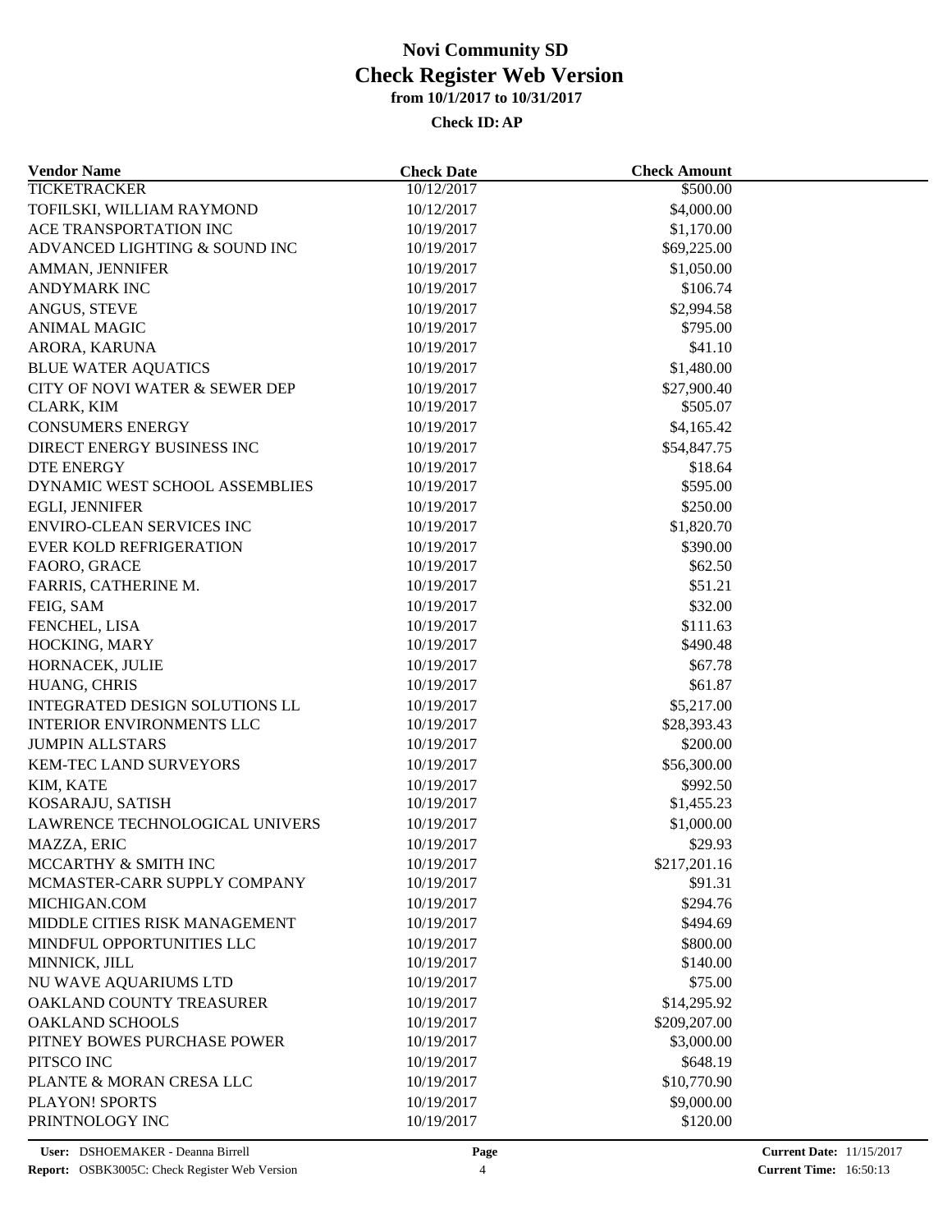# Novi Community SD

## Check Register Web Version

### from 10/1/2017 to 10/31/2017

**Check ID: AP**

| Vendor Name | Check Date | Check Amount |
|---|---|---|
| TICKETRACKER | 10/12/2017 | $500.00 |
| TOFILSKI, WILLIAM RAYMOND | 10/12/2017 | $4,000.00 |
| ACE TRANSPORTATION INC | 10/19/2017 | $1,170.00 |
| ADVANCED LIGHTING & SOUND INC | 10/19/2017 | $69,225.00 |
| AMMAN, JENNIFER | 10/19/2017 | $1,050.00 |
| ANDYMARK INC | 10/19/2017 | $106.74 |
| ANGUS, STEVE | 10/19/2017 | $2,994.58 |
| ANIMAL MAGIC | 10/19/2017 | $795.00 |
| ARORA, KARUNA | 10/19/2017 | $41.10 |
| BLUE WATER AQUATICS | 10/19/2017 | $1,480.00 |
| CITY OF NOVI WATER & SEWER DEP | 10/19/2017 | $27,900.40 |
| CLARK, KIM | 10/19/2017 | $505.07 |
| CONSUMERS ENERGY | 10/19/2017 | $4,165.42 |
| DIRECT ENERGY BUSINESS INC | 10/19/2017 | $54,847.75 |
| DTE ENERGY | 10/19/2017 | $18.64 |
| DYNAMIC WEST SCHOOL ASSEMBLIES | 10/19/2017 | $595.00 |
| EGLI, JENNIFER | 10/19/2017 | $250.00 |
| ENVIRO-CLEAN SERVICES INC | 10/19/2017 | $1,820.70 |
| EVER KOLD REFRIGERATION | 10/19/2017 | $390.00 |
| FAORO, GRACE | 10/19/2017 | $62.50 |
| FARRIS, CATHERINE M. | 10/19/2017 | $51.21 |
| FEIG, SAM | 10/19/2017 | $32.00 |
| FENCHEL, LISA | 10/19/2017 | $111.63 |
| HOCKING, MARY | 10/19/2017 | $490.48 |
| HORNACEK, JULIE | 10/19/2017 | $67.78 |
| HUANG, CHRIS | 10/19/2017 | $61.87 |
| INTEGRATED DESIGN SOLUTIONS LL | 10/19/2017 | $5,217.00 |
| INTERIOR ENVIRONMENTS LLC | 10/19/2017 | $28,393.43 |
| JUMPIN ALLSTARS | 10/19/2017 | $200.00 |
| KEM-TEC LAND SURVEYORS | 10/19/2017 | $56,300.00 |
| KIM, KATE | 10/19/2017 | $992.50 |
| KOSARAJU, SATISH | 10/19/2017 | $1,455.23 |
| LAWRENCE TECHNOLOGICAL UNIVERS | 10/19/2017 | $1,000.00 |
| MAZZA, ERIC | 10/19/2017 | $29.93 |
| MCCARTHY & SMITH INC | 10/19/2017 | $217,201.16 |
| MCMASTER-CARR SUPPLY COMPANY | 10/19/2017 | $91.31 |
| MICHIGAN.COM | 10/19/2017 | $294.76 |
| MIDDLE CITIES RISK MANAGEMENT | 10/19/2017 | $494.69 |
| MINDFUL OPPORTUNITIES LLC | 10/19/2017 | $800.00 |
| MINNICK, JILL | 10/19/2017 | $140.00 |
| NU WAVE AQUARIUMS LTD | 10/19/2017 | $75.00 |
| OAKLAND COUNTY TREASURER | 10/19/2017 | $14,295.92 |
| OAKLAND SCHOOLS | 10/19/2017 | $209,207.00 |
| PITNEY BOWES PURCHASE POWER | 10/19/2017 | $3,000.00 |
| PITSCO INC | 10/19/2017 | $648.19 |
| PLANTE & MORAN CRESA LLC | 10/19/2017 | $10,770.90 |
| PLAYON! SPORTS | 10/19/2017 | $9,000.00 |
| PRINTNOLOGY INC | 10/19/2017 | $120.00 |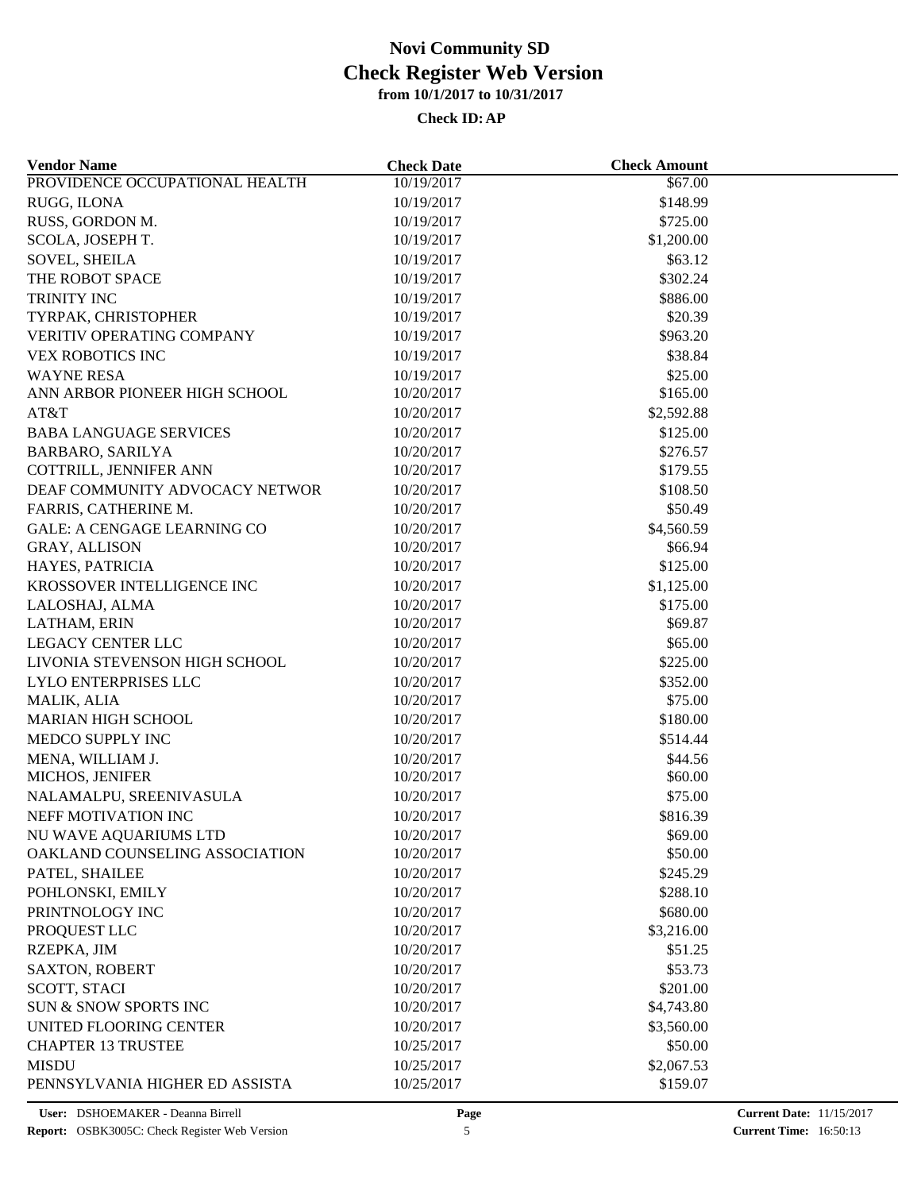# Novi Community SD
# Check Register Web Version
**from 10/1/2017 to 10/31/2017**

**Check ID: AP**

| Vendor Name | Check Date | Check Amount |
|---|---|---|
| PROVIDENCE OCCUPATIONAL HEALTH | 10/19/2017 | $67.00 |
| RUGG, ILONA | 10/19/2017 | $148.99 |
| RUSS, GORDON M. | 10/19/2017 | $725.00 |
| SCOLA, JOSEPH T. | 10/19/2017 | $1,200.00 |
| SOVEL, SHEILA | 10/19/2017 | $63.12 |
| THE ROBOT SPACE | 10/19/2017 | $302.24 |
| TRINITY INC | 10/19/2017 | $886.00 |
| TYRPAK, CHRISTOPHER | 10/19/2017 | $20.39 |
| VERITIV OPERATING COMPANY | 10/19/2017 | $963.20 |
| VEX ROBOTICS INC | 10/19/2017 | $38.84 |
| WAYNE RESA | 10/19/2017 | $25.00 |
| ANN ARBOR PIONEER HIGH SCHOOL | 10/20/2017 | $165.00 |
| AT&T | 10/20/2017 | $2,592.88 |
| BABA LANGUAGE SERVICES | 10/20/2017 | $125.00 |
| BARBARO, SARILYA | 10/20/2017 | $276.57 |
| COTTRILL, JENNIFER ANN | 10/20/2017 | $179.55 |
| DEAF COMMUNITY ADVOCACY NETWOR | 10/20/2017 | $108.50 |
| FARRIS, CATHERINE M. | 10/20/2017 | $50.49 |
| GALE: A CENGAGE LEARNING CO | 10/20/2017 | $4,560.59 |
| GRAY, ALLISON | 10/20/2017 | $66.94 |
| HAYES, PATRICIA | 10/20/2017 | $125.00 |
| KROSSOVER INTELLIGENCE INC | 10/20/2017 | $1,125.00 |
| LALOSHAJ, ALMA | 10/20/2017 | $175.00 |
| LATHAM, ERIN | 10/20/2017 | $69.87 |
| LEGACY CENTER LLC | 10/20/2017 | $65.00 |
| LIVONIA STEVENSON HIGH SCHOOL | 10/20/2017 | $225.00 |
| LYLO ENTERPRISES LLC | 10/20/2017 | $352.00 |
| MALIK, ALIA | 10/20/2017 | $75.00 |
| MARIAN HIGH SCHOOL | 10/20/2017 | $180.00 |
| MEDCO SUPPLY INC | 10/20/2017 | $514.44 |
| MENA, WILLIAM J. | 10/20/2017 | $44.56 |
| MICHOS, JENIFER | 10/20/2017 | $60.00 |
| NALAMALPU, SREENIVASULA | 10/20/2017 | $75.00 |
| NEFF MOTIVATION INC | 10/20/2017 | $816.39 |
| NU WAVE AQUARIUMS LTD | 10/20/2017 | $69.00 |
| OAKLAND COUNSELING ASSOCIATION | 10/20/2017 | $50.00 |
| PATEL, SHAILEE | 10/20/2017 | $245.29 |
| POHLONSKI, EMILY | 10/20/2017 | $288.10 |
| PRINTNOLOGY INC | 10/20/2017 | $680.00 |
| PROQUEST LLC | 10/20/2017 | $3,216.00 |
| RZEPKA, JIM | 10/20/2017 | $51.25 |
| SAXTON, ROBERT | 10/20/2017 | $53.73 |
| SCOTT, STACI | 10/20/2017 | $201.00 |
| SUN & SNOW SPORTS INC | 10/20/2017 | $4,743.80 |
| UNITED FLOORING CENTER | 10/20/2017 | $3,560.00 |
| CHAPTER 13 TRUSTEE | 10/25/2017 | $50.00 |
| MISDU | 10/25/2017 | $2,067.53 |
| PENNSYLVANIA HIGHER ED ASSISTA | 10/25/2017 | $159.07 |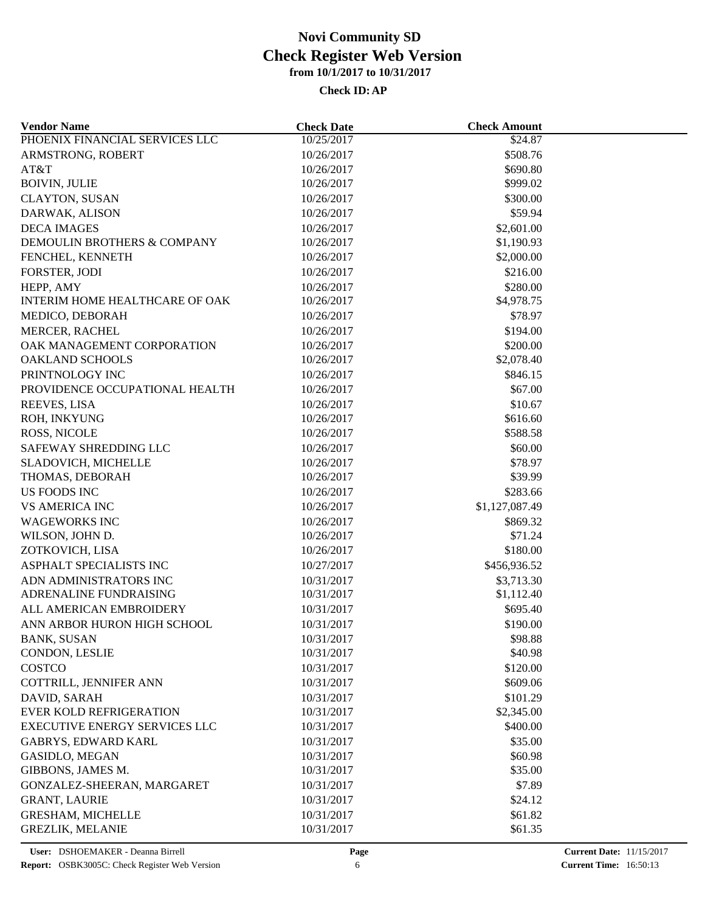# Novi Community SD
## Check Register Web Version
### from 10/1/2017 to 10/31/2017

**Check ID: AP**

| Vendor Name | Check Date | Check Amount |
|---|---|---|
| PHOENIX FINANCIAL SERVICES LLC | 10/25/2017 | $24.87 |
| ARMSTRONG, ROBERT | 10/26/2017 | $508.76 |
| AT&T | 10/26/2017 | $690.80 |
| BOIVIN, JULIE | 10/26/2017 | $999.02 |
| CLAYTON, SUSAN | 10/26/2017 | $300.00 |
| DARWAK, ALISON | 10/26/2017 | $59.94 |
| DECA IMAGES | 10/26/2017 | $2,601.00 |
| DEMOULIN BROTHERS & COMPANY | 10/26/2017 | $1,190.93 |
| FENCHEL, KENNETH | 10/26/2017 | $2,000.00 |
| FORSTER, JODI | 10/26/2017 | $216.00 |
| HEPP, AMY | 10/26/2017 | $280.00 |
| INTERIM HOME HEALTHCARE OF OAK | 10/26/2017 | $4,978.75 |
| MEDICO, DEBORAH | 10/26/2017 | $78.97 |
| MERCER, RACHEL | 10/26/2017 | $194.00 |
| OAK MANAGEMENT CORPORATION | 10/26/2017 | $200.00 |
| OAKLAND SCHOOLS | 10/26/2017 | $2,078.40 |
| PRINTNOLOGY INC | 10/26/2017 | $846.15 |
| PROVIDENCE OCCUPATIONAL HEALTH | 10/26/2017 | $67.00 |
| REEVES, LISA | 10/26/2017 | $10.67 |
| ROH, INKYUNG | 10/26/2017 | $616.60 |
| ROSS, NICOLE | 10/26/2017 | $588.58 |
| SAFEWAY SHREDDING LLC | 10/26/2017 | $60.00 |
| SLADOVICH, MICHELLE | 10/26/2017 | $78.97 |
| THOMAS, DEBORAH | 10/26/2017 | $39.99 |
| US FOODS INC | 10/26/2017 | $283.66 |
| VS AMERICA INC | 10/26/2017 | $1,127,087.49 |
| WAGEWORKS INC | 10/26/2017 | $869.32 |
| WILSON, JOHN D. | 10/26/2017 | $71.24 |
| ZOTKOVICH, LISA | 10/26/2017 | $180.00 |
| ASPHALT SPECIALISTS INC | 10/27/2017 | $456,936.52 |
| ADN ADMINISTRATORS INC | 10/31/2017 | $3,713.30 |
| ADRENALINE FUNDRAISING | 10/31/2017 | $1,112.40 |
| ALL AMERICAN EMBROIDERY | 10/31/2017 | $695.40 |
| ANN ARBOR HURON HIGH SCHOOL | 10/31/2017 | $190.00 |
| BANK, SUSAN | 10/31/2017 | $98.88 |
| CONDON, LESLIE | 10/31/2017 | $40.98 |
| COSTCO | 10/31/2017 | $120.00 |
| COTTRILL, JENNIFER ANN | 10/31/2017 | $609.06 |
| DAVID, SARAH | 10/31/2017 | $101.29 |
| EVER KOLD REFRIGERATION | 10/31/2017 | $2,345.00 |
| EXECUTIVE ENERGY SERVICES LLC | 10/31/2017 | $400.00 |
| GABRYS, EDWARD KARL | 10/31/2017 | $35.00 |
| GASIDLO, MEGAN | 10/31/2017 | $60.98 |
| GIBBONS, JAMES M. | 10/31/2017 | $35.00 |
| GONZALEZ-SHEERAN, MARGARET | 10/31/2017 | $7.89 |
| GRANT, LAURIE | 10/31/2017 | $24.12 |
| GRESHAM, MICHELLE | 10/31/2017 | $61.82 |
| GREZLIK, MELANIE | 10/31/2017 | $61.35 |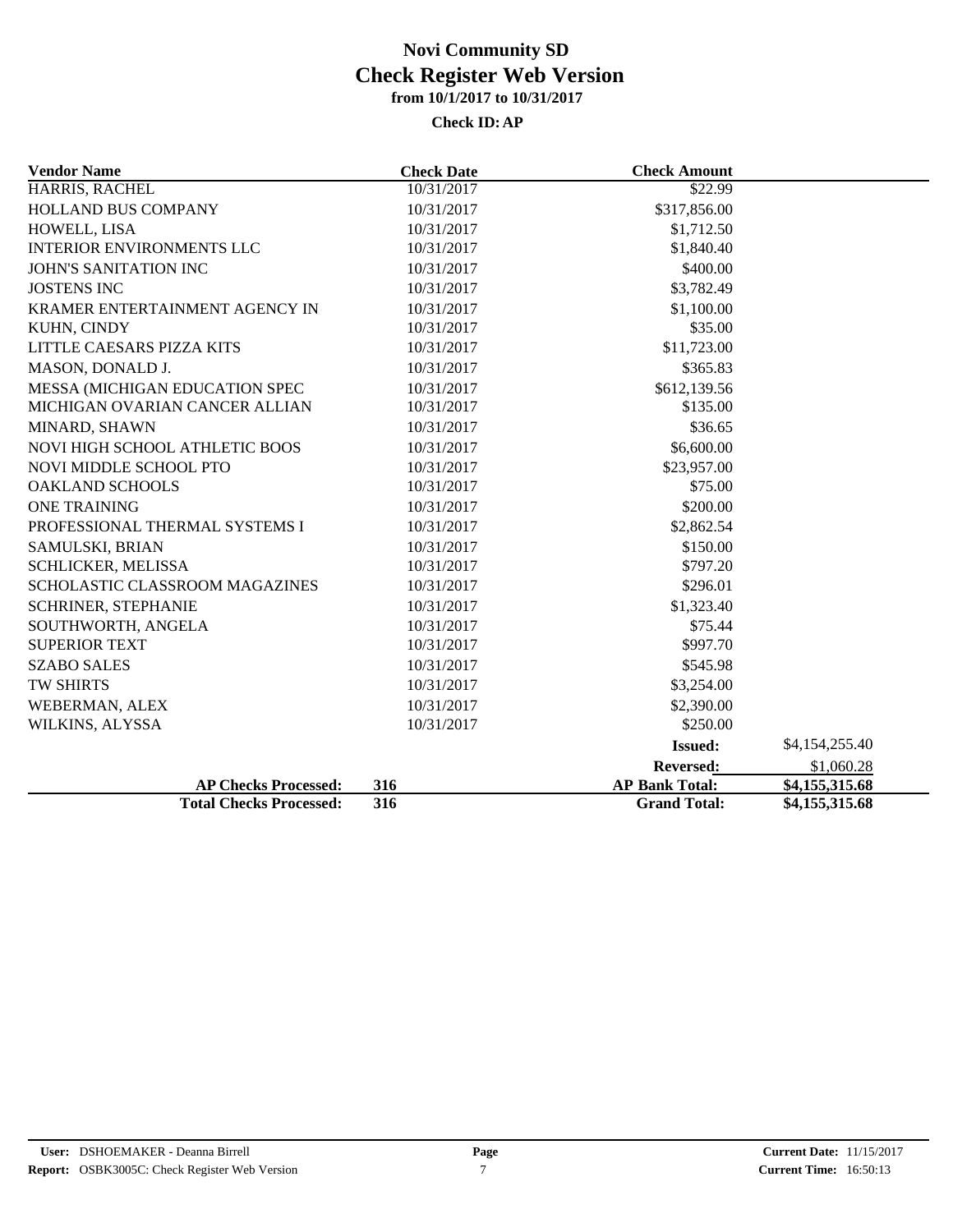# Novi Community SD
## Check Register Web Version
### from 10/1/2017 to 10/31/2017
**Check ID: AP**

| Vendor Name | Check Date | Check Amount | |
|---|---|---|---|
| HARRIS, RACHEL | 10/31/2017 | $22.99 | |
| HOLLAND BUS COMPANY | 10/31/2017 | $317,856.00 | |
| HOWELL, LISA | 10/31/2017 | $1,712.50 | |
| INTERIOR ENVIRONMENTS LLC | 10/31/2017 | $1,840.40 | |
| JOHN'S SANITATION INC | 10/31/2017 | $400.00 | |
| JOSTENS INC | 10/31/2017 | $3,782.49 | |
| KRAMER ENTERTAINMENT AGENCY IN | 10/31/2017 | $1,100.00 | |
| KUHN, CINDY | 10/31/2017 | $35.00 | |
| LITTLE CAESARS PIZZA KITS | 10/31/2017 | $11,723.00 | |
| MASON, DONALD J. | 10/31/2017 | $365.83 | |
| MESSA (MICHIGAN EDUCATION SPEC | 10/31/2017 | $612,139.56 | |
| MICHIGAN OVARIAN CANCER ALLIAN | 10/31/2017 | $135.00 | |
| MINARD, SHAWN | 10/31/2017 | $36.65 | |
| NOVI HIGH SCHOOL ATHLETIC BOOS | 10/31/2017 | $6,600.00 | |
| NOVI MIDDLE SCHOOL PTO | 10/31/2017 | $23,957.00 | |
| OAKLAND SCHOOLS | 10/31/2017 | $75.00 | |
| ONE TRAINING | 10/31/2017 | $200.00 | |
| PROFESSIONAL THERMAL SYSTEMS I | 10/31/2017 | $2,862.54 | |
| SAMULSKI, BRIAN | 10/31/2017 | $150.00 | |
| SCHLICKER, MELISSA | 10/31/2017 | $797.20 | |
| SCHOLASTIC CLASSROOM MAGAZINES | 10/31/2017 | $296.01 | |
| SCHRINER, STEPHANIE | 10/31/2017 | $1,323.40 | |
| SOUTHWORTH, ANGELA | 10/31/2017 | $75.44 | |
| SUPERIOR TEXT | 10/31/2017 | $997.70 | |
| SZABO SALES | 10/31/2017 | $545.98 | |
| TW SHIRTS | 10/31/2017 | $3,254.00 | |
| WEBERMAN, ALEX | 10/31/2017 | $2,390.00 | |
| WILKINS, ALYSSA | 10/31/2017 | $250.00 | |
| | | **Issued:** | $4,154,255.40 |
| | | **Reversed:** | $1,060.28 |
| **AP Checks Processed:** | **316** | **AP Bank Total:** | **$4,155,315.68** |
| **Total Checks Processed:** | **316** | **Grand Total:** | **$4,155,315.68** |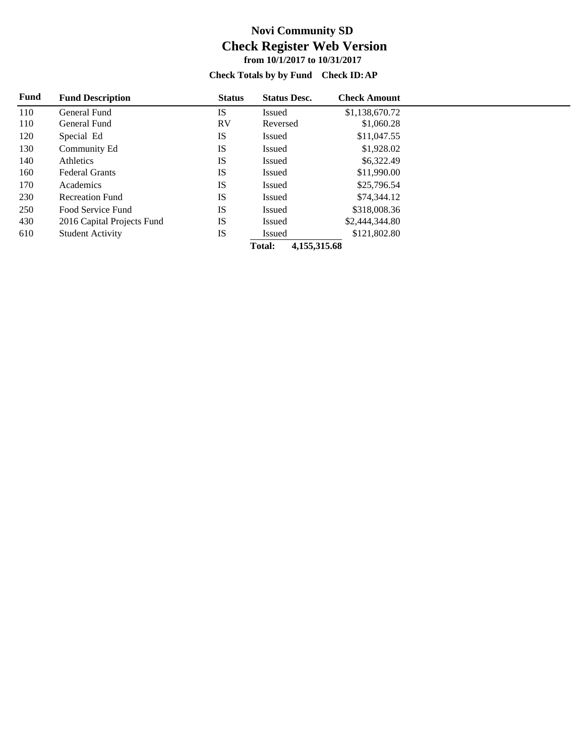# Novi Community SD

## Check Register Web Version

### from 10/1/2017 to 10/31/2017

**Check Totals by by Fund Check ID: AP**

| Fund | Fund Description | Status | Status Desc. | Check Amount |
|---|---|---|---|---|
| 110 | General Fund | IS | Issued | $1,138,670.72 |
| 110 | General Fund | RV | Reversed | $1,060.28 |
| 120 | Special Ed | IS | Issued | $11,047.55 |
| 130 | Community Ed | IS | Issued | $1,928.02 |
| 140 | Athletics | IS | Issued | $6,322.49 |
| 160 | Federal Grants | IS | Issued | $11,990.00 |
| 170 | Academics | IS | Issued | $25,796.54 |
| 230 | Recreation Fund | IS | Issued | $74,344.12 |
| 250 | Food Service Fund | IS | Issued | $318,008.36 |
| 430 | 2016 Capital Projects Fund | IS | Issued | $2,444,344.80 |
| 610 | Student Activity | IS | Issued | $121,802.80 |
| | | | **Total:** | **4,155,315.68** |